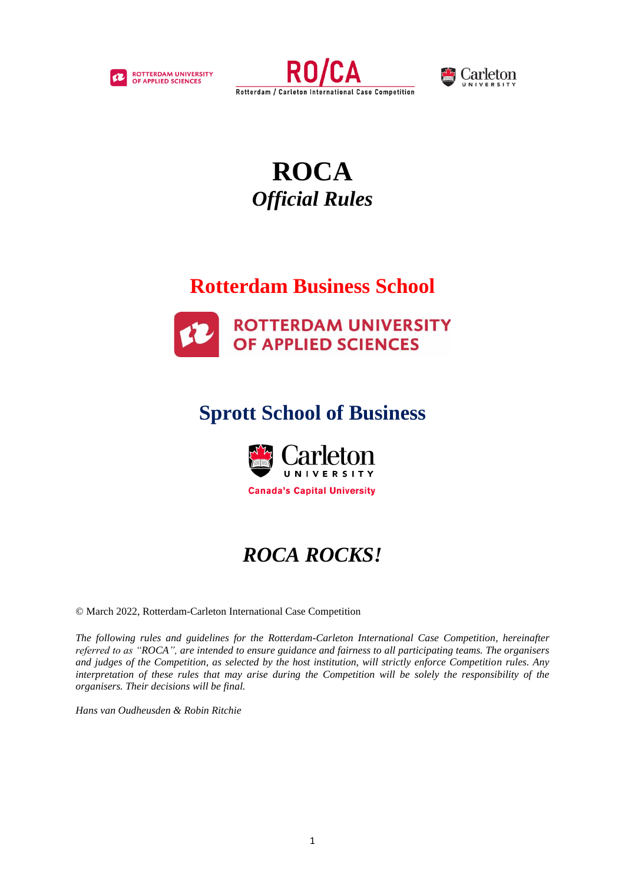ROTTERDAM UNIVERSITY OF APPLIED SCIENCES

RO/CA
Rotterdam / Carleton International Case Competition

Carleton UNIVERSITY

# ROCA
## *Official Rules*

## Rotterdam Business School

ROTTERDAM UNIVERSITY OF APPLIED SCIENCES

## Sprott School of Business

Carleton UNIVERSITY
Canada's Capital University

## *ROCA ROCKS!*

© March 2022, Rotterdam-Carleton International Case Competition

*The following rules and guidelines for the Rotterdam-Carleton International Case Competition, hereinafter referred to as "ROCA", are intended to ensure guidance and fairness to all participating teams. The organisers and judges of the Competition, as selected by the host institution, will strictly enforce Competition rules. Any interpretation of these rules that may arise during the Competition will be solely the responsibility of the organisers. Their decisions will be final.*

*Hans van Oudheusden & Robin Ritchie*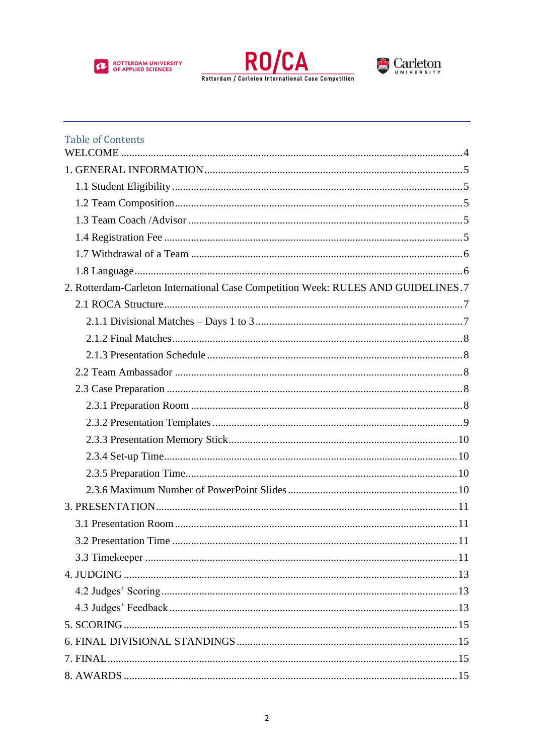ROTTERDAM UNIVERSITY OF APPLIED SCIENCES

RO/CA
Rotterdam / Carleton International Case Competition

Carleton UNIVERSITY

## Table of Contents

WELCOME .......... 4

1. GENERAL INFORMATION .......... 5
   - 1.1 Student Eligibility .......... 5
   - 1.2 Team Composition .......... 5
   - 1.3 Team Coach /Advisor .......... 5
   - 1.4 Registration Fee .......... 5
   - 1.7 Withdrawal of a Team .......... 6
   - 1.8 Language .......... 6
2. Rotterdam-Carleton International Case Competition Week: RULES AND GUIDELINES .......... 7
   - 2.1 ROCA Structure .......... 7
     - 2.1.1 Divisional Matches – Days 1 to 3 .......... 7
     - 2.1.2 Final Matches .......... 8
     - 2.1.3 Presentation Schedule .......... 8
   - 2.2 Team Ambassador .......... 8
   - 2.3 Case Preparation .......... 8
     - 2.3.1 Preparation Room .......... 8
     - 2.3.2 Presentation Templates .......... 9
     - 2.3.3 Presentation Memory Stick .......... 10
     - 2.3.4 Set-up Time .......... 10
     - 2.3.5 Preparation Time .......... 10
     - 2.3.6 Maximum Number of PowerPoint Slides .......... 10
3. PRESENTATION .......... 11
   - 3.1 Presentation Room .......... 11
   - 3.2 Presentation Time .......... 11
   - 3.3 Timekeeper .......... 11
4. JUDGING .......... 13
   - 4.2 Judges' Scoring .......... 13
   - 4.3 Judges' Feedback .......... 13
5. SCORING .......... 15
6. FINAL DIVISIONAL STANDINGS .......... 15
7. FINAL .......... 15
8. AWARDS .......... 15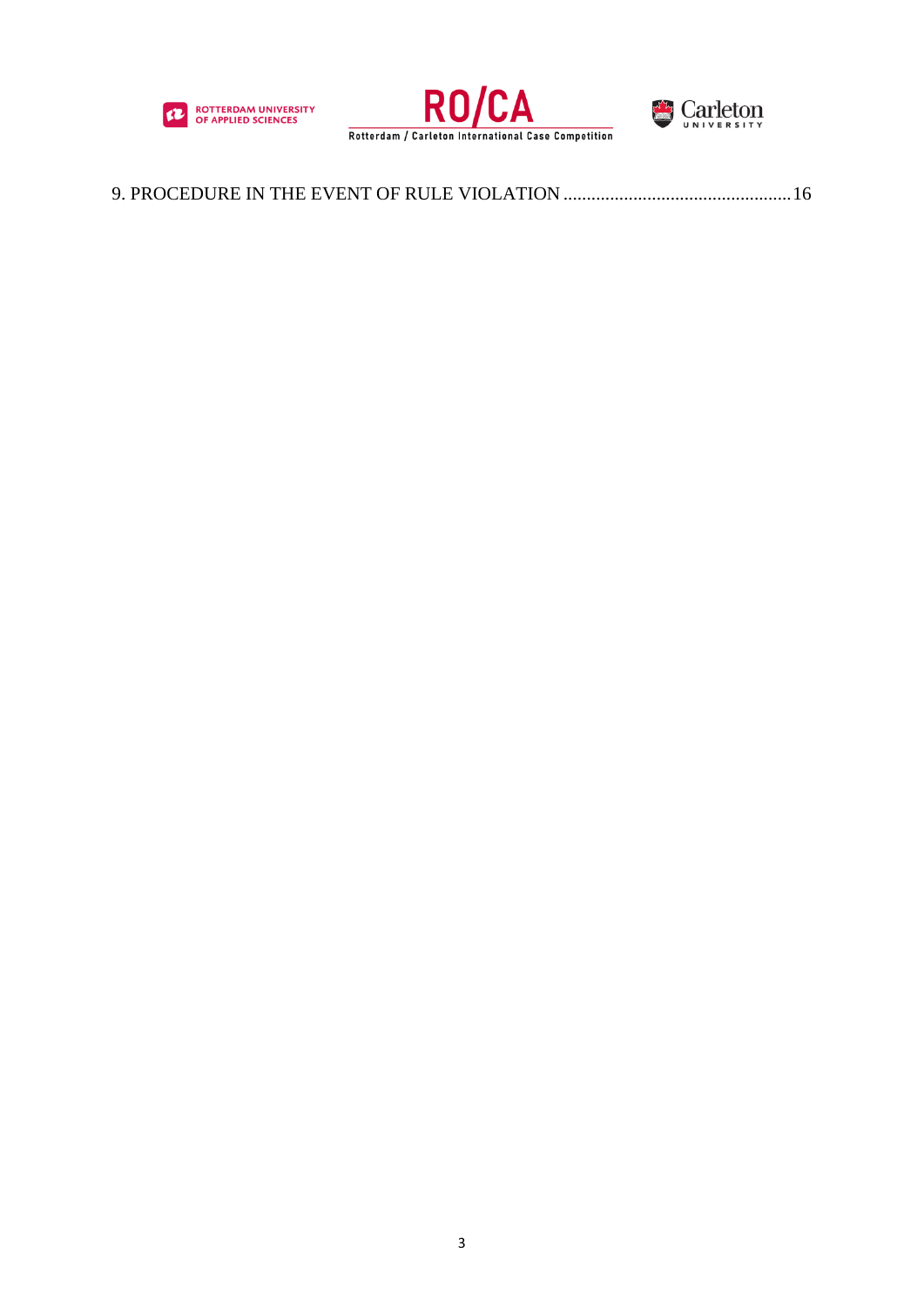9. PROCEDURE IN THE EVENT OF RULE VIOLATION ................................................16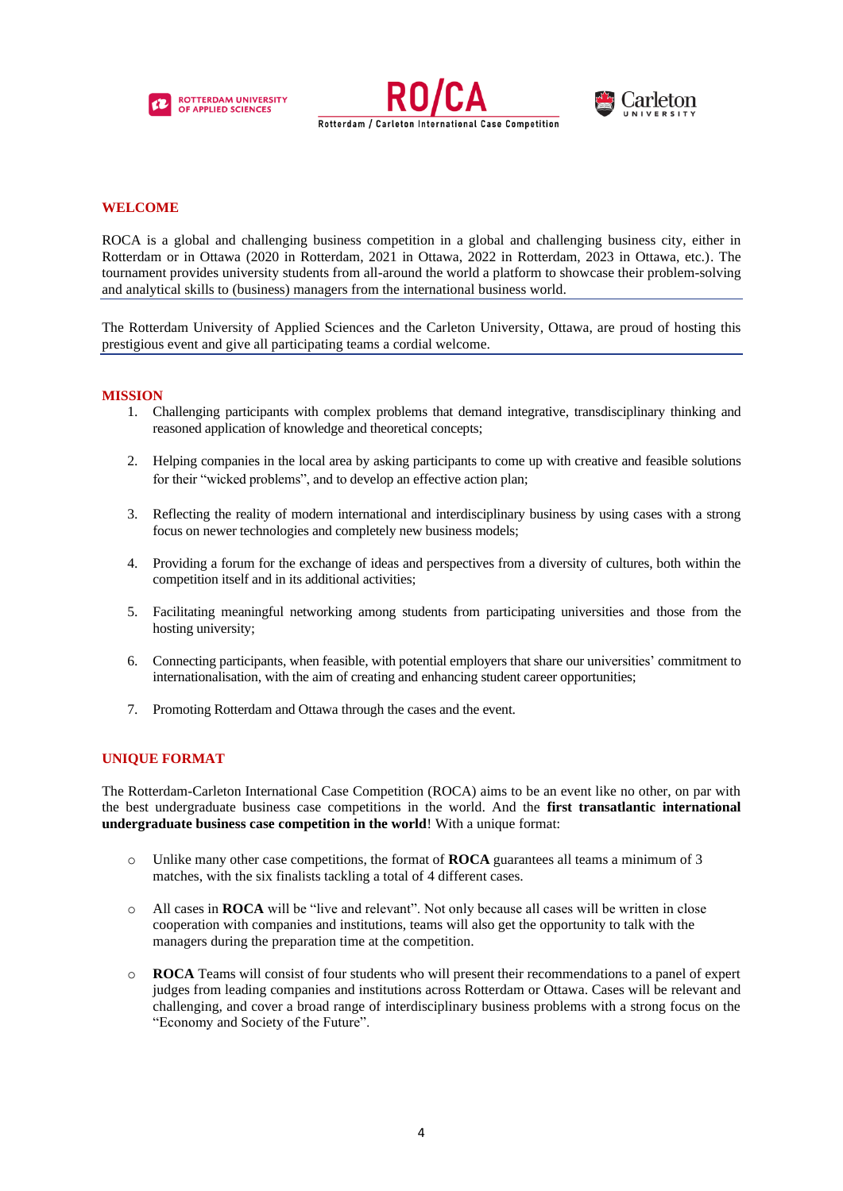## WELCOME

ROCA is a global and challenging business competition in a global and challenging business city, either in Rotterdam or in Ottawa (2020 in Rotterdam, 2021 in Ottawa, 2022 in Rotterdam, 2023 in Ottawa, etc.). The tournament provides university students from all-around the world a platform to showcase their problem-solving and analytical skills to (business) managers from the international business world.

The Rotterdam University of Applied Sciences and the Carleton University, Ottawa, are proud of hosting this prestigious event and give all participating teams a cordial welcome.

## MISSION

1. Challenging participants with complex problems that demand integrative, transdisciplinary thinking and reasoned application of knowledge and theoretical concepts;

2. Helping companies in the local area by asking participants to come up with creative and feasible solutions for their "wicked problems", and to develop an effective action plan;

3. Reflecting the reality of modern international and interdisciplinary business by using cases with a strong focus on newer technologies and completely new business models;

4. Providing a forum for the exchange of ideas and perspectives from a diversity of cultures, both within the competition itself and in its additional activities;

5. Facilitating meaningful networking among students from participating universities and those from the hosting university;

6. Connecting participants, when feasible, with potential employers that share our universities' commitment to internationalisation, with the aim of creating and enhancing student career opportunities;

7. Promoting Rotterdam and Ottawa through the cases and the event.

## UNIQUE FORMAT

The Rotterdam-Carleton International Case Competition (ROCA) aims to be an event like no other, on par with the best undergraduate business case competitions in the world. And the **first transatlantic international undergraduate business case competition in the world**! With a unique format:

- Unlike many other case competitions, the format of **ROCA** guarantees all teams a minimum of 3 matches, with the six finalists tackling a total of 4 different cases.

- All cases in **ROCA** will be "live and relevant". Not only because all cases will be written in close cooperation with companies and institutions, teams will also get the opportunity to talk with the managers during the preparation time at the competition.

- **ROCA** Teams will consist of four students who will present their recommendations to a panel of expert judges from leading companies and institutions across Rotterdam or Ottawa. Cases will be relevant and challenging, and cover a broad range of interdisciplinary business problems with a strong focus on the "Economy and Society of the Future".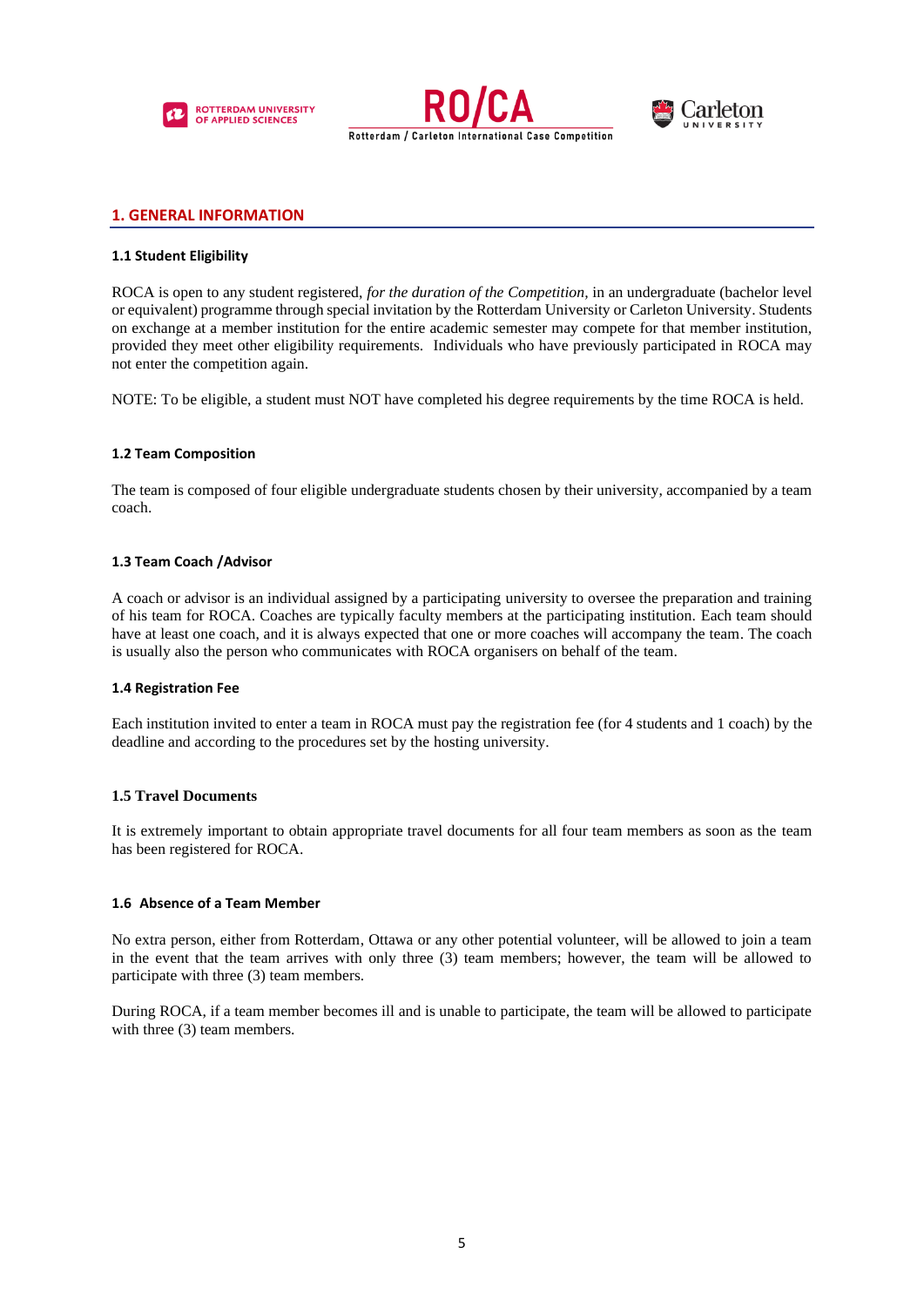## 1. GENERAL INFORMATION

### 1.1 Student Eligibility

ROCA is open to any student registered, *for the duration of the Competition,* in an undergraduate (bachelor level or equivalent) programme through special invitation by the Rotterdam University or Carleton University. Students on exchange at a member institution for the entire academic semester may compete for that member institution, provided they meet other eligibility requirements. Individuals who have previously participated in ROCA may not enter the competition again.

NOTE: To be eligible, a student must NOT have completed his degree requirements by the time ROCA is held.

### 1.2 Team Composition

The team is composed of four eligible undergraduate students chosen by their university, accompanied by a team coach.

### 1.3 Team Coach /Advisor

A coach or advisor is an individual assigned by a participating university to oversee the preparation and training of his team for ROCA. Coaches are typically faculty members at the participating institution. Each team should have at least one coach, and it is always expected that one or more coaches will accompany the team. The coach is usually also the person who communicates with ROCA organisers on behalf of the team.

### 1.4 Registration Fee

Each institution invited to enter a team in ROCA must pay the registration fee (for 4 students and 1 coach) by the deadline and according to the procedures set by the hosting university.

### 1.5 Travel Documents

It is extremely important to obtain appropriate travel documents for all four team members as soon as the team has been registered for ROCA.

### 1.6 Absence of a Team Member

No extra person, either from Rotterdam, Ottawa or any other potential volunteer, will be allowed to join a team in the event that the team arrives with only three (3) team members; however, the team will be allowed to participate with three (3) team members.

During ROCA, if a team member becomes ill and is unable to participate, the team will be allowed to participate with three (3) team members.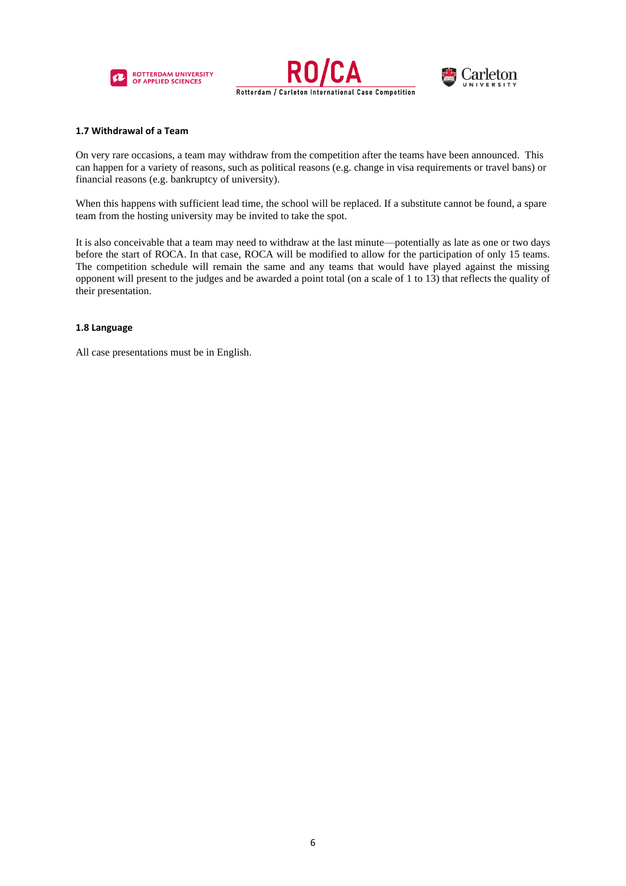### 1.7 Withdrawal of a Team

On very rare occasions, a team may withdraw from the competition after the teams have been announced. This can happen for a variety of reasons, such as political reasons (e.g. change in visa requirements or travel bans) or financial reasons (e.g. bankruptcy of university).

When this happens with sufficient lead time, the school will be replaced. If a substitute cannot be found, a spare team from the hosting university may be invited to take the spot.

It is also conceivable that a team may need to withdraw at the last minute—potentially as late as one or two days before the start of ROCA. In that case, ROCA will be modified to allow for the participation of only 15 teams. The competition schedule will remain the same and any teams that would have played against the missing opponent will present to the judges and be awarded a point total (on a scale of 1 to 13) that reflects the quality of their presentation.

### 1.8 Language

All case presentations must be in English.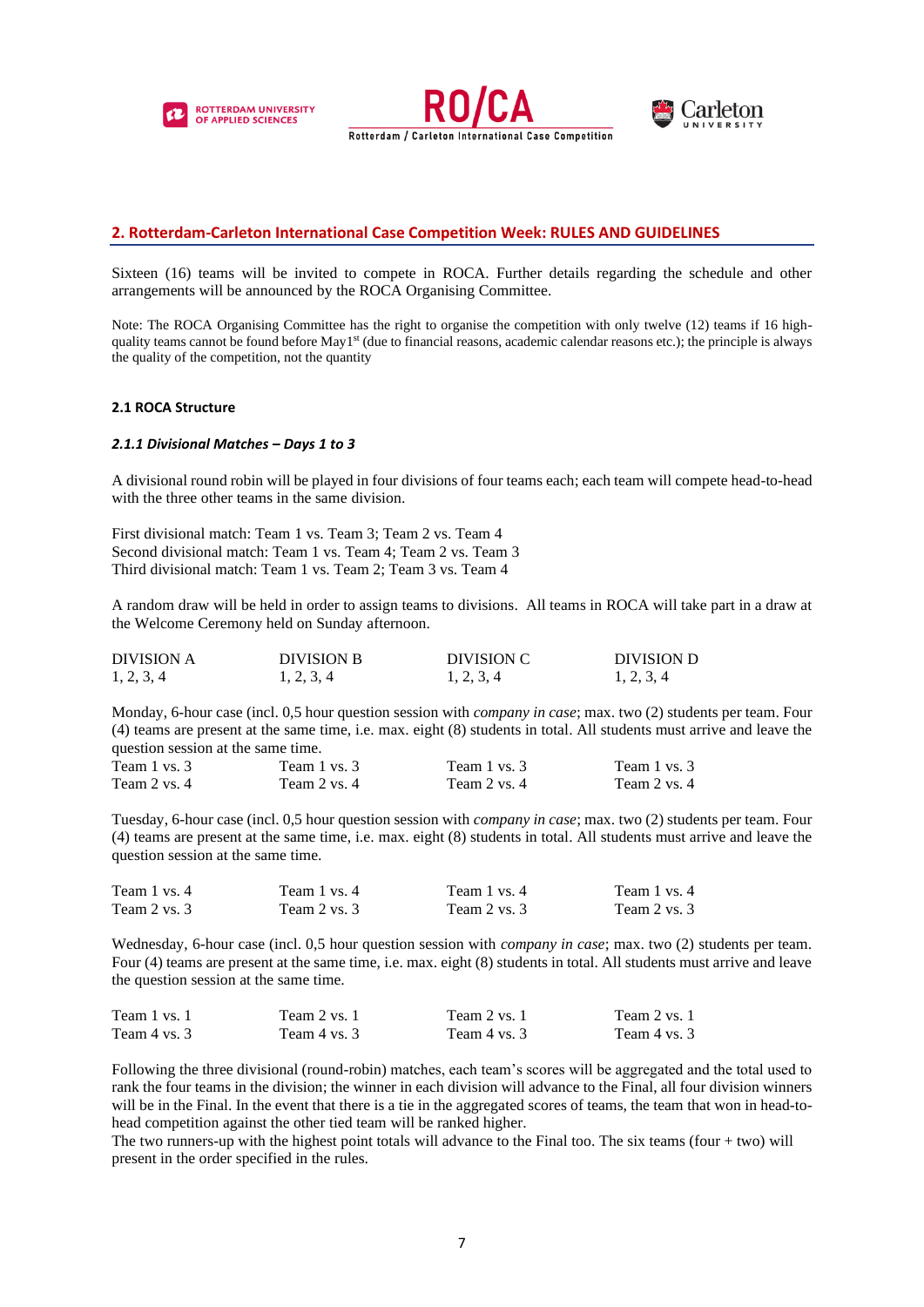## 2. Rotterdam-Carleton International Case Competition Week: RULES AND GUIDELINES

Sixteen (16) teams will be invited to compete in ROCA. Further details regarding the schedule and other arrangements will be announced by the ROCA Organising Committee.

Note: The ROCA Organising Committee has the right to organise the competition with only twelve (12) teams if 16 high-quality teams cannot be found before May1st (due to financial reasons, academic calendar reasons etc.); the principle is always the quality of the competition, not the quantity

### 2.1 ROCA Structure

#### *2.1.1 Divisional Matches – Days 1 to 3*

A divisional round robin will be played in four divisions of four teams each; each team will compete head-to-head with the three other teams in the same division.

First divisional match: Team 1 vs. Team 3; Team 2 vs. Team 4
Second divisional match: Team 1 vs. Team 4; Team 2 vs. Team 3
Third divisional match: Team 1 vs. Team 2; Team 3 vs. Team 4

A random draw will be held in order to assign teams to divisions. All teams in ROCA will take part in a draw at the Welcome Ceremony held on Sunday afternoon.

| DIVISION A | DIVISION B | DIVISION C | DIVISION D |
|---|---|---|---|
| 1, 2, 3, 4 | 1, 2, 3, 4 | 1, 2, 3, 4 | 1, 2, 3, 4 |

Monday, 6-hour case (incl. 0,5 hour question session with *company in case*; max. two (2) students per team. Four (4) teams are present at the same time, i.e. max. eight (8) students in total. All students must arrive and leave the question session at the same time.

| | | | |
|---|---|---|---|
| Team 1 vs. 3 | Team 1 vs. 3 | Team 1 vs. 3 | Team 1 vs. 3 |
| Team 2 vs. 4 | Team 2 vs. 4 | Team 2 vs. 4 | Team 2 vs. 4 |

Tuesday, 6-hour case (incl. 0,5 hour question session with *company in case*; max. two (2) students per team. Four (4) teams are present at the same time, i.e. max. eight (8) students in total. All students must arrive and leave the question session at the same time.

| | | | |
|---|---|---|---|
| Team 1 vs. 4 | Team 1 vs. 4 | Team 1 vs. 4 | Team 1 vs. 4 |
| Team 2 vs. 3 | Team 2 vs. 3 | Team 2 vs. 3 | Team 2 vs. 3 |

Wednesday, 6-hour case (incl. 0,5 hour question session with *company in case*; max. two (2) students per team. Four (4) teams are present at the same time, i.e. max. eight (8) students in total. All students must arrive and leave the question session at the same time.

| | | | |
|---|---|---|---|
| Team 1 vs. 1 | Team 2 vs. 1 | Team 2 vs. 1 | Team 2 vs. 1 |
| Team 4 vs. 3 | Team 4 vs. 3 | Team 4 vs. 3 | Team 4 vs. 3 |

Following the three divisional (round-robin) matches, each team's scores will be aggregated and the total used to rank the four teams in the division; the winner in each division will advance to the Final, all four division winners will be in the Final. In the event that there is a tie in the aggregated scores of teams, the team that won in head-to-head competition against the other tied team will be ranked higher.
The two runners-up with the highest point totals will advance to the Final too. The six teams (four + two) will present in the order specified in the rules.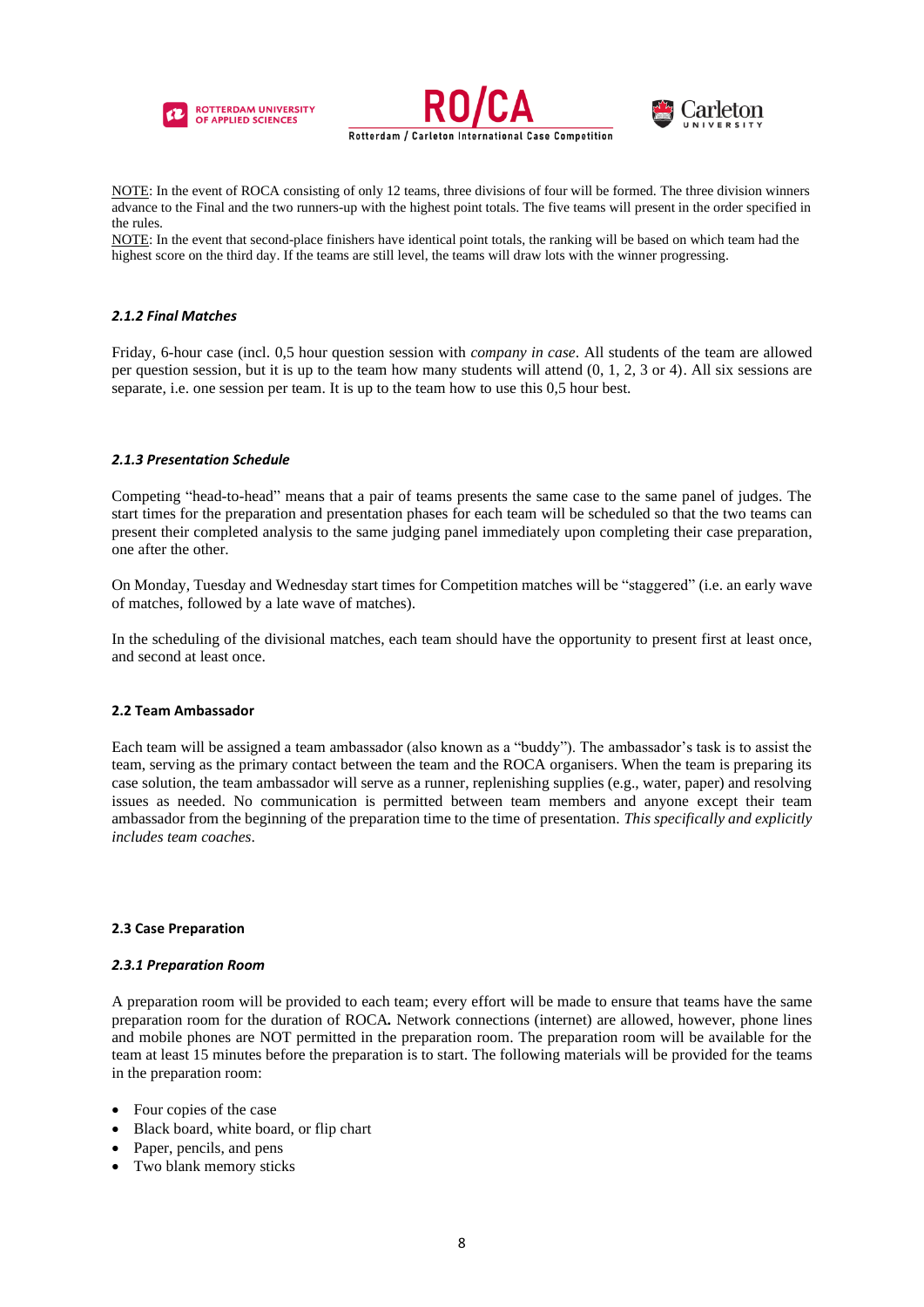NOTE: In the event of ROCA consisting of only 12 teams, three divisions of four will be formed. The three division winners advance to the Final and the two runners-up with the highest point totals. The five teams will present in the order specified in the rules.

NOTE: In the event that second-place finishers have identical point totals, the ranking will be based on which team had the highest score on the third day. If the teams are still level, the teams will draw lots with the winner progressing.

#### *2.1.2 Final Matches*

Friday, 6-hour case (incl. 0,5 hour question session with *company in case*. All students of the team are allowed per question session, but it is up to the team how many students will attend (0, 1, 2, 3 or 4). All six sessions are separate, i.e. one session per team. It is up to the team how to use this 0,5 hour best.

#### *2.1.3 Presentation Schedule*

Competing "head-to-head" means that a pair of teams presents the same case to the same panel of judges. The start times for the preparation and presentation phases for each team will be scheduled so that the two teams can present their completed analysis to the same judging panel immediately upon completing their case preparation, one after the other.

On Monday, Tuesday and Wednesday start times for Competition matches will be "staggered" (i.e. an early wave of matches, followed by a late wave of matches).

In the scheduling of the divisional matches, each team should have the opportunity to present first at least once, and second at least once.

### 2.2 Team Ambassador

Each team will be assigned a team ambassador (also known as a "buddy"). The ambassador's task is to assist the team, serving as the primary contact between the team and the ROCA organisers. When the team is preparing its case solution, the team ambassador will serve as a runner, replenishing supplies (e.g., water, paper) and resolving issues as needed. No communication is permitted between team members and anyone except their team ambassador from the beginning of the preparation time to the time of presentation. *This specifically and explicitly includes team coaches*.

### 2.3 Case Preparation

#### *2.3.1 Preparation Room*

A preparation room will be provided to each team; every effort will be made to ensure that teams have the same preparation room for the duration of ROCA**.** Network connections (internet) are allowed, however, phone lines and mobile phones are NOT permitted in the preparation room. The preparation room will be available for the team at least 15 minutes before the preparation is to start. The following materials will be provided for the teams in the preparation room:

- Four copies of the case
- Black board, white board, or flip chart
- Paper, pencils, and pens
- Two blank memory sticks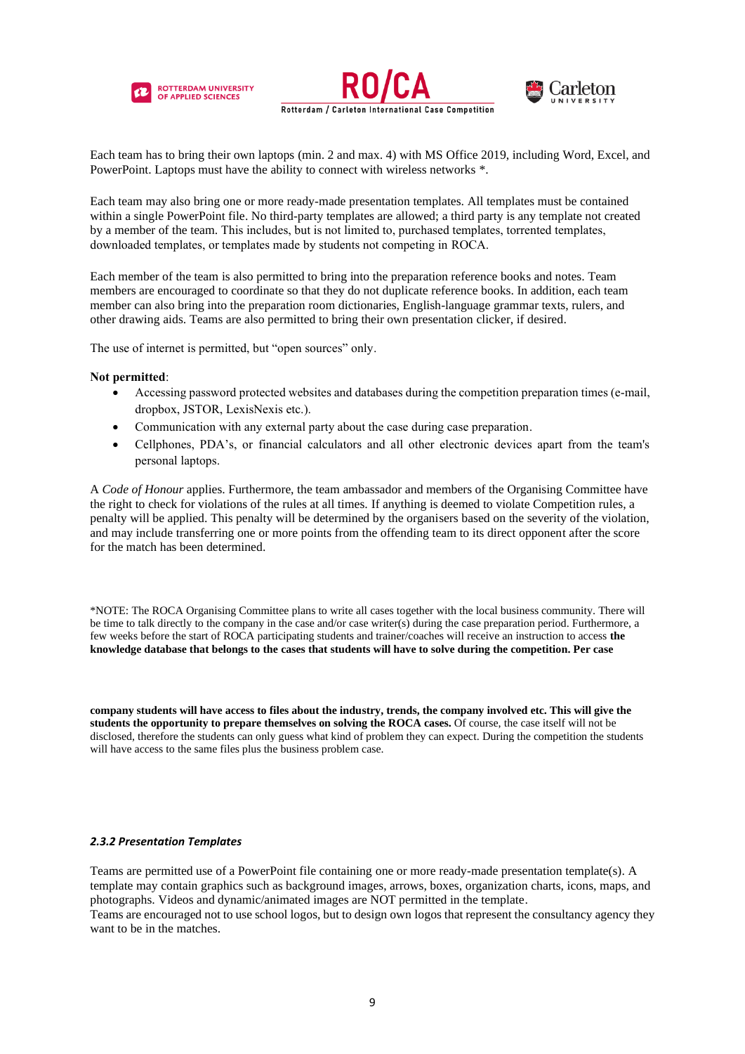Each team has to bring their own laptops (min. 2 and max. 4) with MS Office 2019, including Word, Excel, and PowerPoint. Laptops must have the ability to connect with wireless networks *.

Each team may also bring one or more ready-made presentation templates. All templates must be contained within a single PowerPoint file. No third-party templates are allowed; a third party is any template not created by a member of the team. This includes, but is not limited to, purchased templates, torrented templates, downloaded templates, or templates made by students not competing in ROCA.

Each member of the team is also permitted to bring into the preparation reference books and notes. Team members are encouraged to coordinate so that they do not duplicate reference books. In addition, each team member can also bring into the preparation room dictionaries, English-language grammar texts, rulers, and other drawing aids. Teams are also permitted to bring their own presentation clicker, if desired.

The use of internet is permitted, but "open sources" only.

**Not permitted**:

- Accessing password protected websites and databases during the competition preparation times (e-mail, dropbox, JSTOR, LexisNexis etc.).
- Communication with any external party about the case during case preparation.
- Cellphones, PDA's, or financial calculators and all other electronic devices apart from the team's personal laptops.

A *Code of Honour* applies. Furthermore, the team ambassador and members of the Organising Committee have the right to check for violations of the rules at all times. If anything is deemed to violate Competition rules, a penalty will be applied. This penalty will be determined by the organisers based on the severity of the violation, and may include transferring one or more points from the offending team to its direct opponent after the score for the match has been determined.

*NOTE: The ROCA Organising Committee plans to write all cases together with the local business community. There will be time to talk directly to the company in the case and/or case writer(s) during the case preparation period. Furthermore, a few weeks before the start of ROCA participating students and trainer/coaches will receive an instruction to access **the knowledge database that belongs to the cases that students will have to solve during the competition. Per case company students will have access to files about the industry, trends, the company involved etc. This will give the students the opportunity to prepare themselves on solving the ROCA cases.** Of course, the case itself will not be disclosed, therefore the students can only guess what kind of problem they can expect. During the competition the students will have access to the same files plus the business problem case.

#### *2.3.2 Presentation Templates*

Teams are permitted use of a PowerPoint file containing one or more ready-made presentation template(s). A template may contain graphics such as background images, arrows, boxes, organization charts, icons, maps, and photographs. Videos and dynamic/animated images are NOT permitted in the template.
Teams are encouraged not to use school logos, but to design own logos that represent the consultancy agency they want to be in the matches.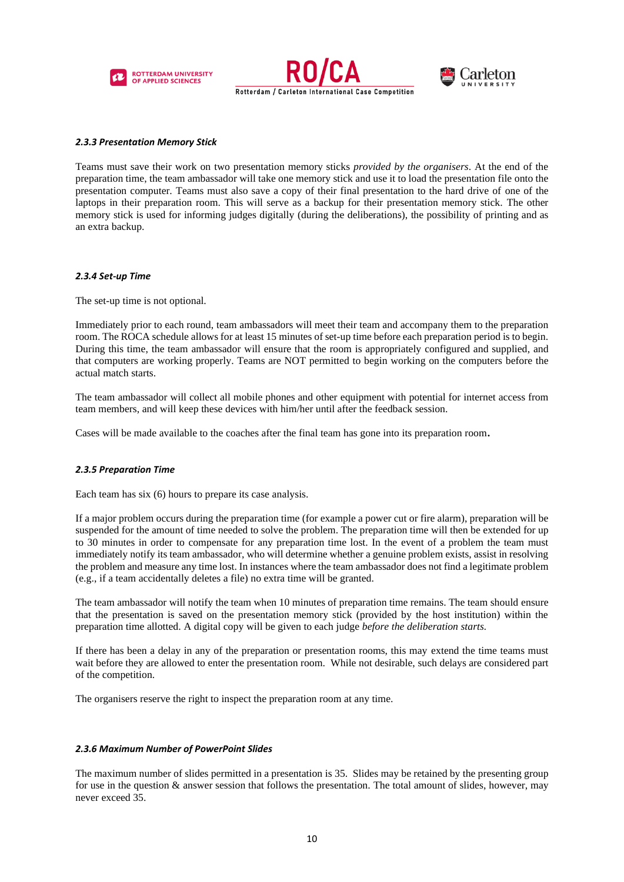#### *2.3.3 Presentation Memory Stick*

Teams must save their work on two presentation memory sticks *provided by the organisers*. At the end of the preparation time, the team ambassador will take one memory stick and use it to load the presentation file onto the presentation computer. Teams must also save a copy of their final presentation to the hard drive of one of the laptops in their preparation room. This will serve as a backup for their presentation memory stick. The other memory stick is used for informing judges digitally (during the deliberations), the possibility of printing and as an extra backup.

#### *2.3.4 Set-up Time*

The set-up time is not optional.

Immediately prior to each round, team ambassadors will meet their team and accompany them to the preparation room. The ROCA schedule allows for at least 15 minutes of set-up time before each preparation period is to begin. During this time, the team ambassador will ensure that the room is appropriately configured and supplied, and that computers are working properly. Teams are NOT permitted to begin working on the computers before the actual match starts.

The team ambassador will collect all mobile phones and other equipment with potential for internet access from team members, and will keep these devices with him/her until after the feedback session.

Cases will be made available to the coaches after the final team has gone into its preparation room**.**

#### *2.3.5 Preparation Time*

Each team has six (6) hours to prepare its case analysis.

If a major problem occurs during the preparation time (for example a power cut or fire alarm), preparation will be suspended for the amount of time needed to solve the problem. The preparation time will then be extended for up to 30 minutes in order to compensate for any preparation time lost. In the event of a problem the team must immediately notify its team ambassador, who will determine whether a genuine problem exists, assist in resolving the problem and measure any time lost. In instances where the team ambassador does not find a legitimate problem (e.g., if a team accidentally deletes a file) no extra time will be granted.

The team ambassador will notify the team when 10 minutes of preparation time remains. The team should ensure that the presentation is saved on the presentation memory stick (provided by the host institution) within the preparation time allotted. A digital copy will be given to each judge *before the deliberation starts.*

If there has been a delay in any of the preparation or presentation rooms, this may extend the time teams must wait before they are allowed to enter the presentation room. While not desirable, such delays are considered part of the competition.

The organisers reserve the right to inspect the preparation room at any time.

#### *2.3.6 Maximum Number of PowerPoint Slides*

The maximum number of slides permitted in a presentation is 35. Slides may be retained by the presenting group for use in the question & answer session that follows the presentation. The total amount of slides, however, may never exceed 35.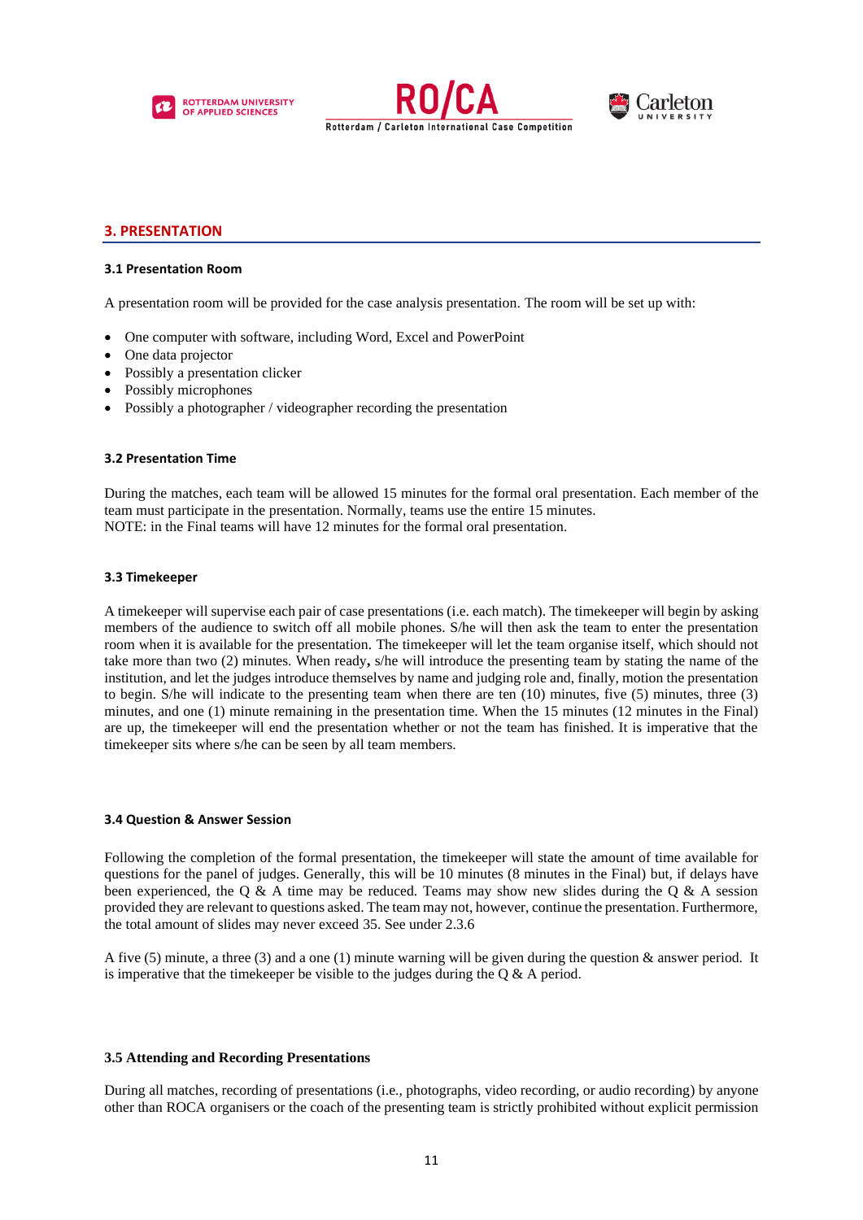## 3. PRESENTATION

### 3.1 Presentation Room

A presentation room will be provided for the case analysis presentation. The room will be set up with:

- One computer with software, including Word, Excel and PowerPoint
- One data projector
- Possibly a presentation clicker
- Possibly microphones
- Possibly a photographer / videographer recording the presentation

### 3.2 Presentation Time

During the matches, each team will be allowed 15 minutes for the formal oral presentation. Each member of the team must participate in the presentation. Normally, teams use the entire 15 minutes.
NOTE: in the Final teams will have 12 minutes for the formal oral presentation.

### 3.3 Timekeeper

A timekeeper will supervise each pair of case presentations (i.e. each match). The timekeeper will begin by asking members of the audience to switch off all mobile phones. S/he will then ask the team to enter the presentation room when it is available for the presentation. The timekeeper will let the team organise itself, which should not take more than two (2) minutes. When ready**,** s/he will introduce the presenting team by stating the name of the institution, and let the judges introduce themselves by name and judging role and, finally, motion the presentation to begin. S/he will indicate to the presenting team when there are ten (10) minutes, five (5) minutes, three (3) minutes, and one (1) minute remaining in the presentation time. When the 15 minutes (12 minutes in the Final) are up, the timekeeper will end the presentation whether or not the team has finished. It is imperative that the timekeeper sits where s/he can be seen by all team members.

### 3.4 Question & Answer Session

Following the completion of the formal presentation, the timekeeper will state the amount of time available for questions for the panel of judges. Generally, this will be 10 minutes (8 minutes in the Final) but, if delays have been experienced, the Q & A time may be reduced. Teams may show new slides during the Q & A session provided they are relevant to questions asked. The team may not, however, continue the presentation. Furthermore, the total amount of slides may never exceed 35. See under 2.3.6

A five (5) minute, a three (3) and a one (1) minute warning will be given during the question & answer period. It is imperative that the timekeeper be visible to the judges during the Q & A period.

### 3.5 Attending and Recording Presentations

During all matches, recording of presentations (i.e., photographs, video recording, or audio recording) by anyone other than ROCA organisers or the coach of the presenting team is strictly prohibited without explicit permission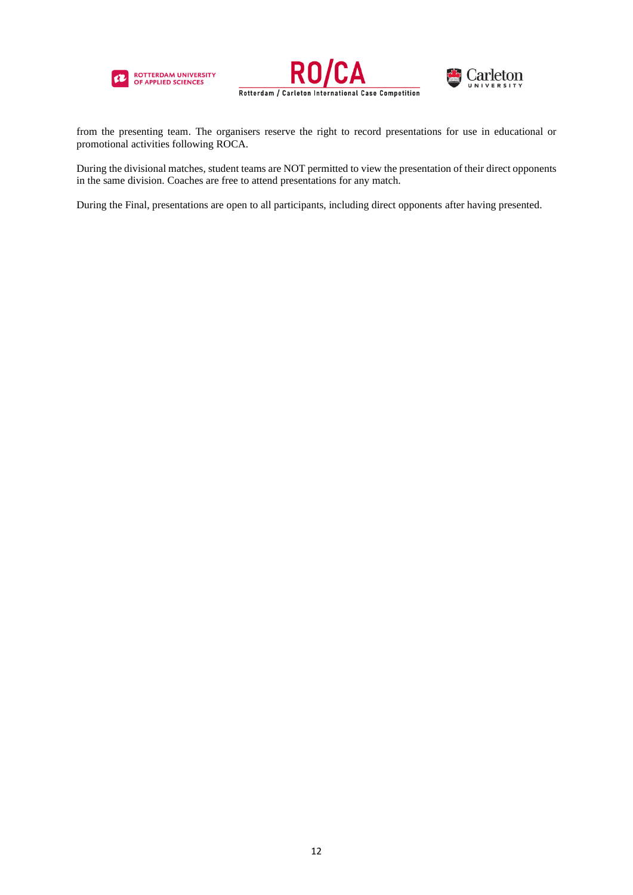from the presenting team. The organisers reserve the right to record presentations for use in educational or promotional activities following ROCA.

During the divisional matches, student teams are NOT permitted to view the presentation of their direct opponents in the same division. Coaches are free to attend presentations for any match.

During the Final, presentations are open to all participants, including direct opponents after having presented.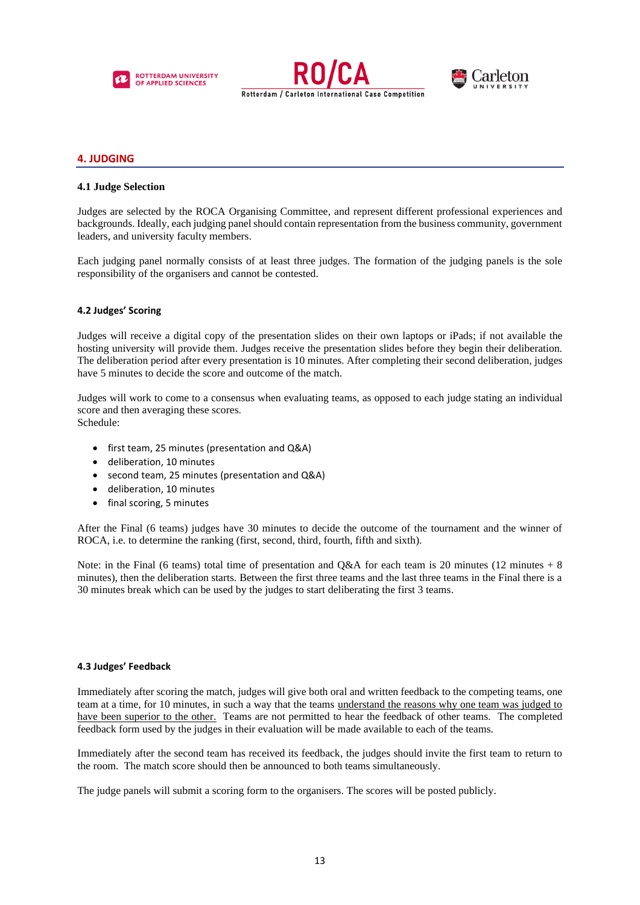## 4. JUDGING

### 4.1 Judge Selection

Judges are selected by the ROCA Organising Committee, and represent different professional experiences and backgrounds. Ideally, each judging panel should contain representation from the business community, government leaders, and university faculty members.

Each judging panel normally consists of at least three judges. The formation of the judging panels is the sole responsibility of the organisers and cannot be contested.

### 4.2 Judges' Scoring

Judges will receive a digital copy of the presentation slides on their own laptops or iPads; if not available the hosting university will provide them. Judges receive the presentation slides before they begin their deliberation. The deliberation period after every presentation is 10 minutes. After completing their second deliberation, judges have 5 minutes to decide the score and outcome of the match.

Judges will work to come to a consensus when evaluating teams, as opposed to each judge stating an individual score and then averaging these scores.
Schedule:

- first team, 25 minutes (presentation and Q&A)
- deliberation, 10 minutes
- second team, 25 minutes (presentation and Q&A)
- deliberation, 10 minutes
- final scoring, 5 minutes

After the Final (6 teams) judges have 30 minutes to decide the outcome of the tournament and the winner of ROCA, i.e. to determine the ranking (first, second, third, fourth, fifth and sixth).

Note: in the Final (6 teams) total time of presentation and Q&A for each team is 20 minutes (12 minutes + 8 minutes), then the deliberation starts. Between the first three teams and the last three teams in the Final there is a 30 minutes break which can be used by the judges to start deliberating the first 3 teams.

### 4.3 Judges' Feedback

Immediately after scoring the match, judges will give both oral and written feedback to the competing teams, one team at a time, for 10 minutes, in such a way that the teams understand the reasons why one team was judged to have been superior to the other. Teams are not permitted to hear the feedback of other teams. The completed feedback form used by the judges in their evaluation will be made available to each of the teams.

Immediately after the second team has received its feedback, the judges should invite the first team to return to the room. The match score should then be announced to both teams simultaneously.

The judge panels will submit a scoring form to the organisers. The scores will be posted publicly.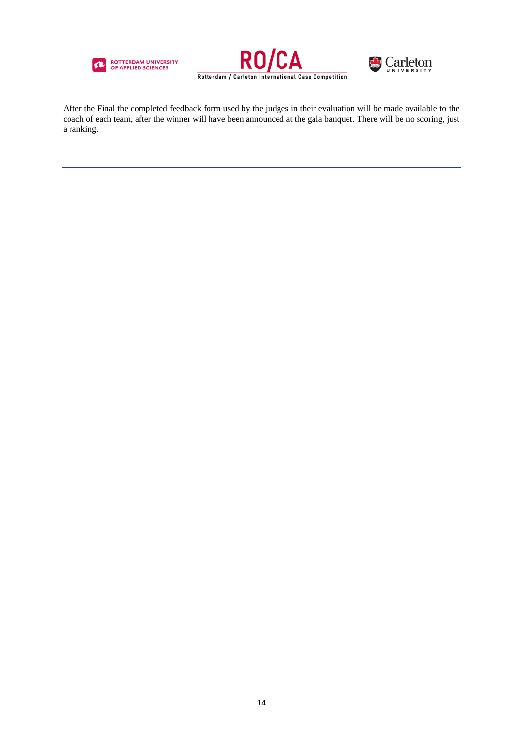After the Final the completed feedback form used by the judges in their evaluation will be made available to the coach of each team, after the winner will have been announced at the gala banquet. There will be no scoring, just a ranking.

---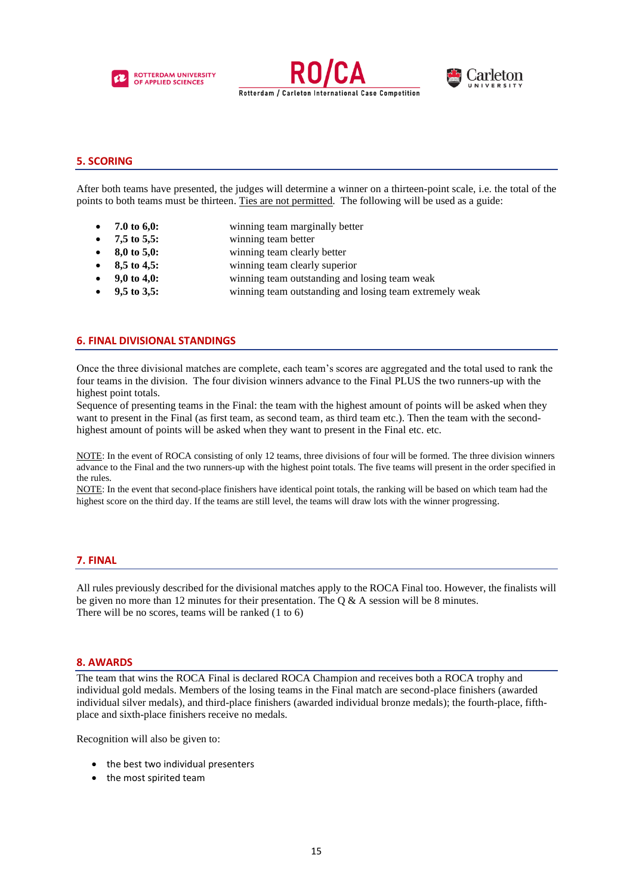## 5. SCORING

After both teams have presented, the judges will determine a winner on a thirteen-point scale, i.e. the total of the points to both teams must be thirteen. Ties are not permitted. The following will be used as a guide:

- **7.0 to 6,0:** winning team marginally better
- **7,5 to 5,5:** winning team better
- **8,0 to 5,0:** winning team clearly better
- **8,5 to 4,5:** winning team clearly superior
- **9,0 to 4,0:** winning team outstanding and losing team weak
- **9,5 to 3,5:** winning team outstanding and losing team extremely weak

## 6. FINAL DIVISIONAL STANDINGS

Once the three divisional matches are complete, each team's scores are aggregated and the total used to rank the four teams in the division. The four division winners advance to the Final PLUS the two runners-up with the highest point totals.

Sequence of presenting teams in the Final: the team with the highest amount of points will be asked when they want to present in the Final (as first team, as second team, as third team etc.). Then the team with the second-highest amount of points will be asked when they want to present in the Final etc. etc.

NOTE: In the event of ROCA consisting of only 12 teams, three divisions of four will be formed. The three division winners advance to the Final and the two runners-up with the highest point totals. The five teams will present in the order specified in the rules.

NOTE: In the event that second-place finishers have identical point totals, the ranking will be based on which team had the highest score on the third day. If the teams are still level, the teams will draw lots with the winner progressing.

## 7. FINAL

All rules previously described for the divisional matches apply to the ROCA Final too. However, the finalists will be given no more than 12 minutes for their presentation. The Q & A session will be 8 minutes.
There will be no scores, teams will be ranked (1 to 6)

## 8. AWARDS

The team that wins the ROCA Final is declared ROCA Champion and receives both a ROCA trophy and individual gold medals. Members of the losing teams in the Final match are second-place finishers (awarded individual silver medals), and third-place finishers (awarded individual bronze medals); the fourth-place, fifth-place and sixth-place finishers receive no medals.

Recognition will also be given to:

- the best two individual presenters
- the most spirited team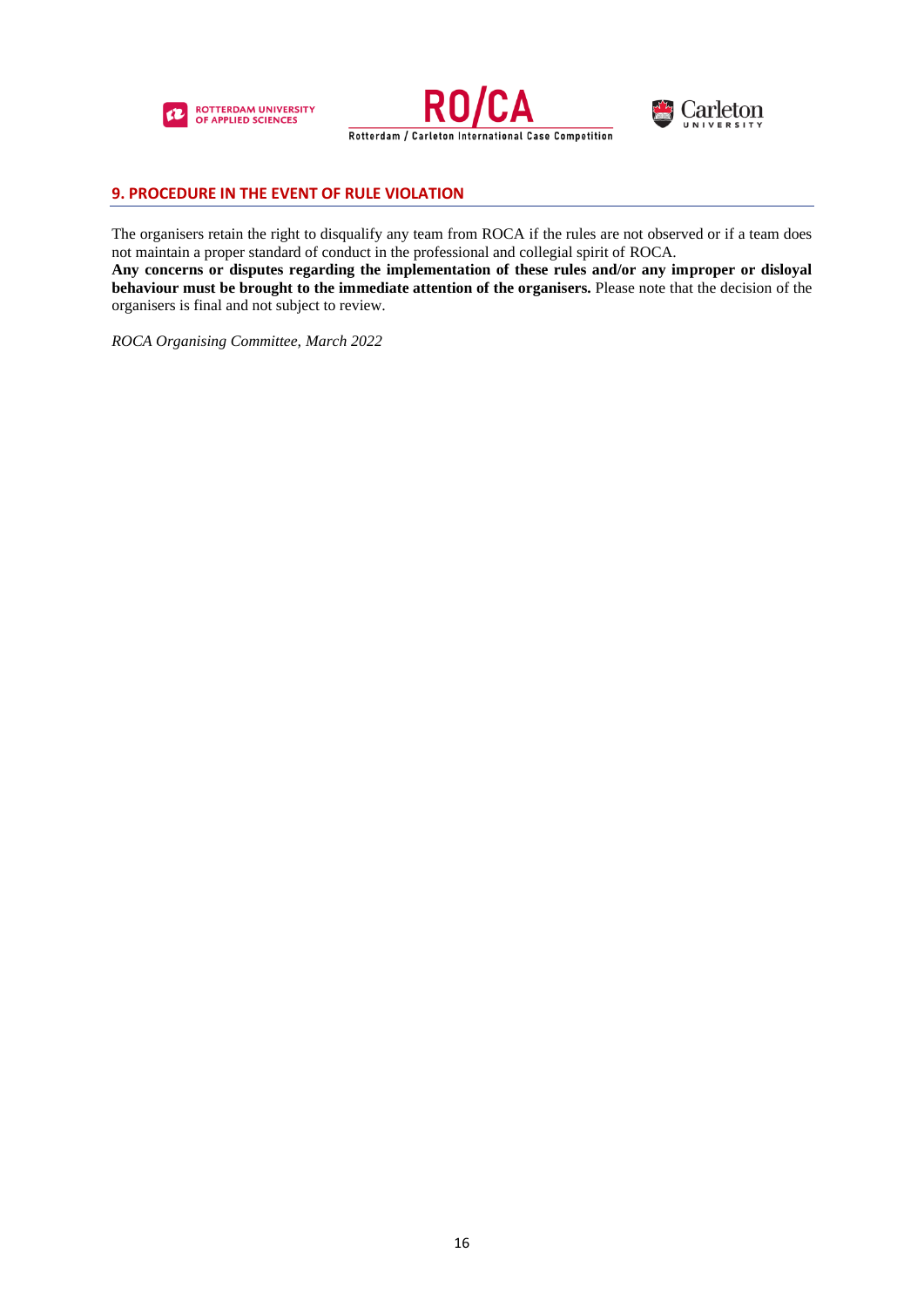## 9. PROCEDURE IN THE EVENT OF RULE VIOLATION

The organisers retain the right to disqualify any team from ROCA if the rules are not observed or if a team does not maintain a proper standard of conduct in the professional and collegial spirit of ROCA.
**Any concerns or disputes regarding the implementation of these rules and/or any improper or disloyal behaviour must be brought to the immediate attention of the organisers.** Please note that the decision of the organisers is final and not subject to review.

*ROCA Organising Committee, March 2022*